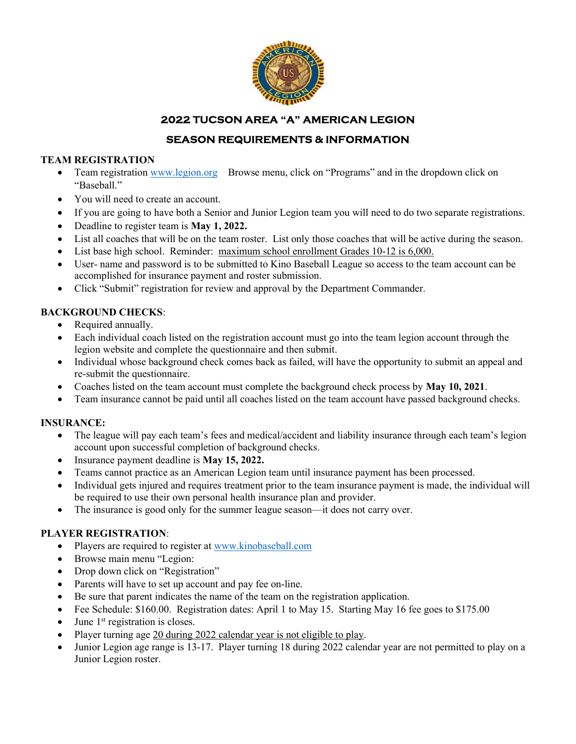# 2022 TUCSON AREA "A" AMERICAN LEGION

## SEASON REQUIREMENTS & INFORMATION

**TEAM REGISTRATION**

- Team registration www.legion.org   Browse menu, click on "Programs" and in the dropdown click on "Baseball."
- You will need to create an account.
- If you are going to have both a Senior and Junior Legion team you will need to do two separate registrations.
- Deadline to register team is **May 1, 2022.**
- List all coaches that will be on the team roster. List only those coaches that will be active during the season.
- List base high school. Reminder: maximum school enrollment Grades 10-12 is 6,000.
- User- name and password is to be submitted to Kino Baseball League so access to the team account can be accomplished for insurance payment and roster submission.
- Click "Submit" registration for review and approval by the Department Commander.

**BACKGROUND CHECKS**:

- Required annually.
- Each individual coach listed on the registration account must go into the team legion account through the legion website and complete the questionnaire and then submit.
- Individual whose background check comes back as failed, will have the opportunity to submit an appeal and re-submit the questionnaire.
- Coaches listed on the team account must complete the background check process by **May 10, 2021**.
- Team insurance cannot be paid until all coaches listed on the team account have passed background checks.

**INSURANCE:**

- The league will pay each team's fees and medical/accident and liability insurance through each team's legion account upon successful completion of background checks.
- Insurance payment deadline is **May 15, 2022.**
- Teams cannot practice as an American Legion team until insurance payment has been processed.
- Individual gets injured and requires treatment prior to the team insurance payment is made, the individual will be required to use their own personal health insurance plan and provider.
- The insurance is good only for the summer league season—it does not carry over.

**PLAYER REGISTRATION**:

- Players are required to register at www.kinobaseball.com
- Browse main menu "Legion:
- Drop down click on "Registration"
- Parents will have to set up account and pay fee on-line.
- Be sure that parent indicates the name of the team on the registration application.
- Fee Schedule: $160.00. Registration dates: April 1 to May 15. Starting May 16 fee goes to $175.00
- June 1st registration is closes.
- Player turning age 20 during 2022 calendar year is not eligible to play.
- Junior Legion age range is 13-17. Player turning 18 during 2022 calendar year are not permitted to play on a Junior Legion roster.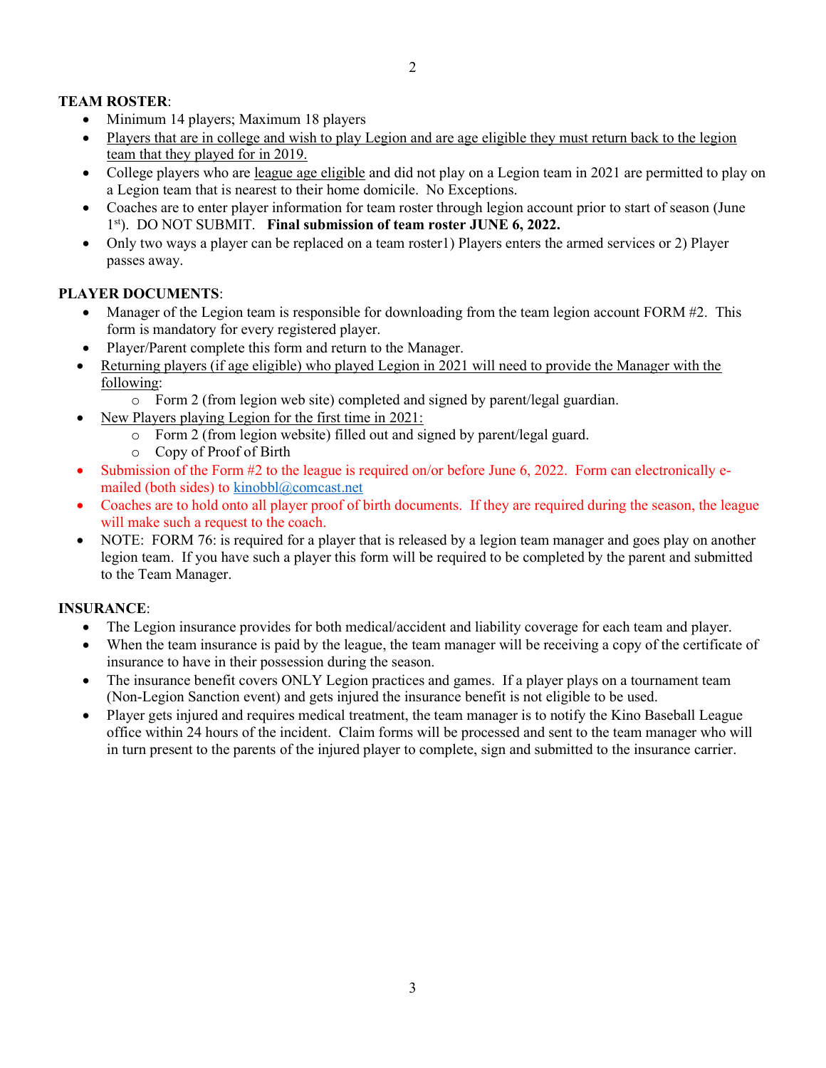**TEAM ROSTER**:

- Minimum 14 players; Maximum 18 players
- Players that are in college and wish to play Legion and are age eligible they must return back to the legion team that they played for in 2019.
- College players who are league age eligible and did not play on a Legion team in 2021 are permitted to play on a Legion team that is nearest to their home domicile. No Exceptions.
- Coaches are to enter player information for team roster through legion account prior to start of season (June 1st). DO NOT SUBMIT. **Final submission of team roster JUNE 6, 2022.**
- Only two ways a player can be replaced on a team roster1) Players enters the armed services or 2) Player passes away.

**PLAYER DOCUMENTS**:

- Manager of the Legion team is responsible for downloading from the team legion account FORM #2. This form is mandatory for every registered player.
- Player/Parent complete this form and return to the Manager.
- Returning players (if age eligible) who played Legion in 2021 will need to provide the Manager with the following:
  - Form 2 (from legion web site) completed and signed by parent/legal guardian.
- New Players playing Legion for the first time in 2021:
  - Form 2 (from legion website) filled out and signed by parent/legal guard.
  - Copy of Proof of Birth
- Submission of the Form #2 to the league is required on/or before June 6, 2022. Form can electronically e-mailed (both sides) to kinobbl@comcast.net
- Coaches are to hold onto all player proof of birth documents. If they are required during the season, the league will make such a request to the coach.
- NOTE: FORM 76: is required for a player that is released by a legion team manager and goes play on another legion team. If you have such a player this form will be required to be completed by the parent and submitted to the Team Manager.

**INSURANCE**:

- The Legion insurance provides for both medical/accident and liability coverage for each team and player.
- When the team insurance is paid by the league, the team manager will be receiving a copy of the certificate of insurance to have in their possession during the season.
- The insurance benefit covers ONLY Legion practices and games. If a player plays on a tournament team (Non-Legion Sanction event) and gets injured the insurance benefit is not eligible to be used.
- Player gets injured and requires medical treatment, the team manager is to notify the Kino Baseball League office within 24 hours of the incident. Claim forms will be processed and sent to the team manager who will in turn present to the parents of the injured player to complete, sign and submitted to the insurance carrier.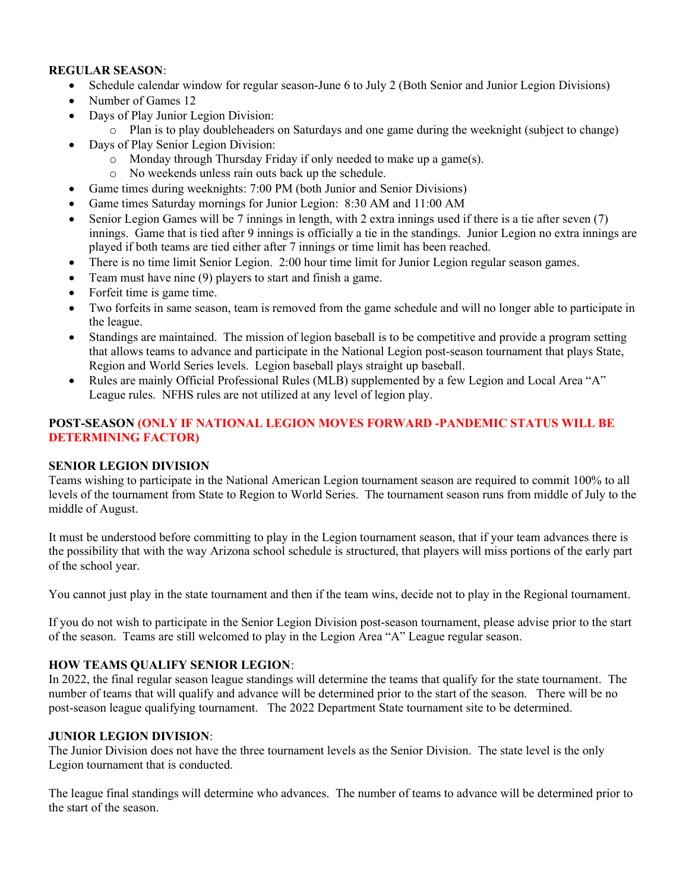**REGULAR SEASON**:

- Schedule calendar window for regular season-June 6 to July 2 (Both Senior and Junior Legion Divisions)
- Number of Games 12
- Days of Play Junior Legion Division:
  - Plan is to play doubleheaders on Saturdays and one game during the weeknight (subject to change)
- Days of Play Senior Legion Division:
  - Monday through Thursday Friday if only needed to make up a game(s).
  - No weekends unless rain outs back up the schedule.
- Game times during weeknights: 7:00 PM (both Junior and Senior Divisions)
- Game times Saturday mornings for Junior Legion: 8:30 AM and 11:00 AM
- Senior Legion Games will be 7 innings in length, with 2 extra innings used if there is a tie after seven (7) innings. Game that is tied after 9 innings is officially a tie in the standings. Junior Legion no extra innings are played if both teams are tied either after 7 innings or time limit has been reached.
- There is no time limit Senior Legion. 2:00 hour time limit for Junior Legion regular season games.
- Team must have nine (9) players to start and finish a game.
- Forfeit time is game time.
- Two forfeits in same season, team is removed from the game schedule and will no longer able to participate in the league.
- Standings are maintained. The mission of legion baseball is to be competitive and provide a program setting that allows teams to advance and participate in the National Legion post-season tournament that plays State, Region and World Series levels. Legion baseball plays straight up baseball.
- Rules are mainly Official Professional Rules (MLB) supplemented by a few Legion and Local Area "A" League rules. NFHS rules are not utilized at any level of legion play.

**POST-SEASON (ONLY IF NATIONAL LEGION MOVES FORWARD -PANDEMIC STATUS WILL BE DETERMINING FACTOR)**

**SENIOR LEGION DIVISION**

Teams wishing to participate in the National American Legion tournament season are required to commit 100% to all levels of the tournament from State to Region to World Series. The tournament season runs from middle of July to the middle of August.

It must be understood before committing to play in the Legion tournament season, that if your team advances there is the possibility that with the way Arizona school schedule is structured, that players will miss portions of the early part of the school year.

You cannot just play in the state tournament and then if the team wins, decide not to play in the Regional tournament.

If you do not wish to participate in the Senior Legion Division post-season tournament, please advise prior to the start of the season. Teams are still welcomed to play in the Legion Area "A" League regular season.

**HOW TEAMS QUALIFY SENIOR LEGION**:

In 2022, the final regular season league standings will determine the teams that qualify for the state tournament. The number of teams that will qualify and advance will be determined prior to the start of the season. There will be no post-season league qualifying tournament. The 2022 Department State tournament site to be determined.

**JUNIOR LEGION DIVISION**:

The Junior Division does not have the three tournament levels as the Senior Division. The state level is the only Legion tournament that is conducted.

The league final standings will determine who advances. The number of teams to advance will be determined prior to the start of the season.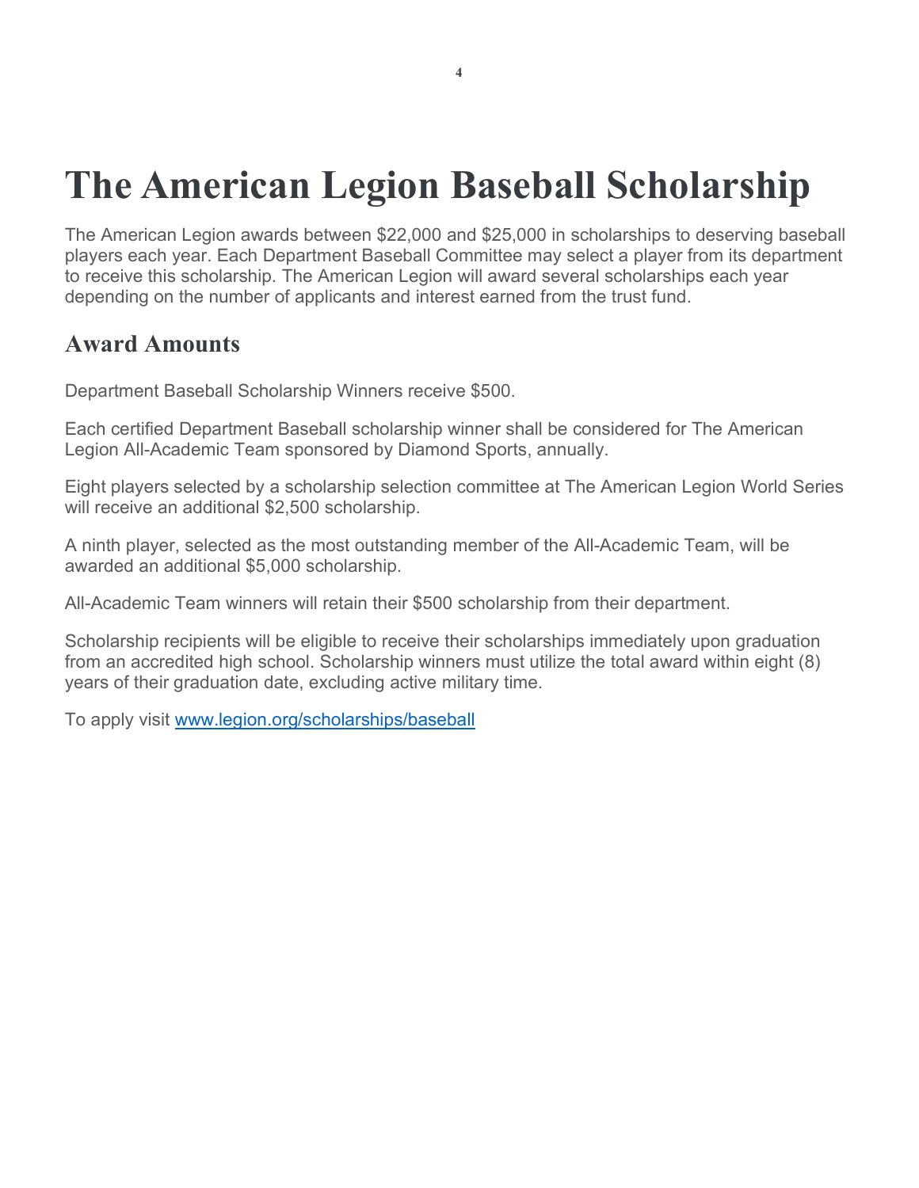# The American Legion Baseball Scholarship

The American Legion awards between $22,000 and $25,000 in scholarships to deserving baseball players each year. Each Department Baseball Committee may select a player from its department to receive this scholarship. The American Legion will award several scholarships each year depending on the number of applicants and interest earned from the trust fund.

## Award Amounts

Department Baseball Scholarship Winners receive $500.

Each certified Department Baseball scholarship winner shall be considered for The American Legion All-Academic Team sponsored by Diamond Sports, annually.

Eight players selected by a scholarship selection committee at The American Legion World Series will receive an additional $2,500 scholarship.

A ninth player, selected as the most outstanding member of the All-Academic Team, will be awarded an additional $5,000 scholarship.

All-Academic Team winners will retain their $500 scholarship from their department.

Scholarship recipients will be eligible to receive their scholarships immediately upon graduation from an accredited high school. Scholarship winners must utilize the total award within eight (8) years of their graduation date, excluding active military time.

To apply visit [www.legion.org/scholarships/baseball](www.legion.org/scholarships/baseball)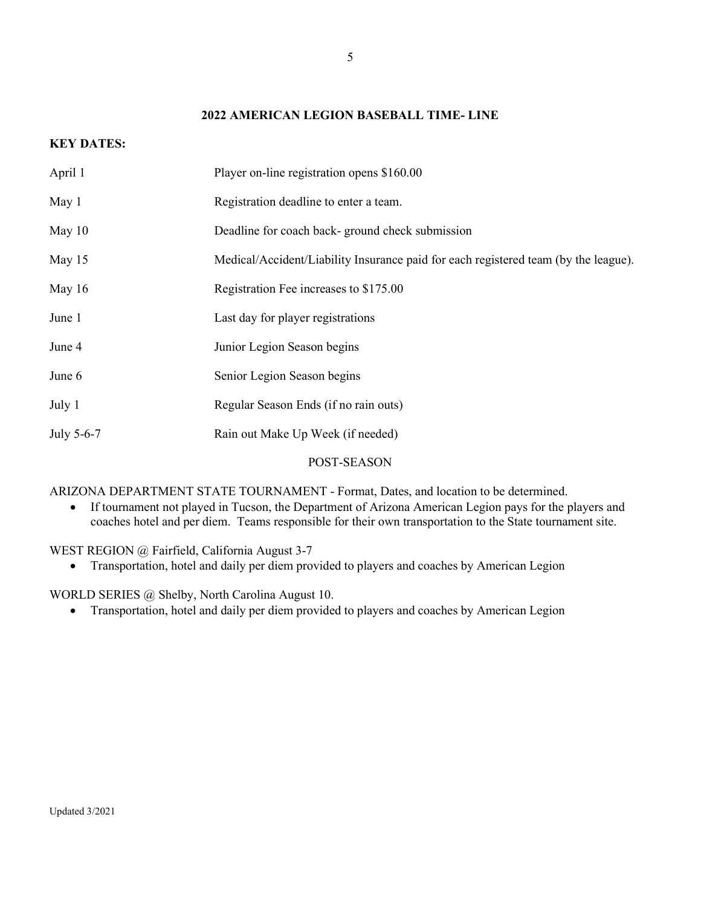## 2022 AMERICAN LEGION BASEBALL TIME- LINE

**KEY DATES:**

| | |
|---|---|
| April 1 | Player on-line registration opens $160.00 |
| May 1 | Registration deadline to enter a team. |
| May 10 | Deadline for coach back- ground check submission |
| May 15 | Medical/Accident/Liability Insurance paid for each registered team (by the league). |
| May 16 | Registration Fee increases to $175.00 |
| June 1 | Last day for player registrations |
| June 4 | Junior Legion Season begins |
| June 6 | Senior Legion Season begins |
| July 1 | Regular Season Ends (if no rain outs) |
| July 5-6-7 | Rain out Make Up Week (if needed) |

POST-SEASON

ARIZONA DEPARTMENT STATE TOURNAMENT - Format, Dates, and location to be determined.

- If tournament not played in Tucson, the Department of Arizona American Legion pays for the players and coaches hotel and per diem. Teams responsible for their own transportation to the State tournament site.

WEST REGION @ Fairfield, California August 3-7

- Transportation, hotel and daily per diem provided to players and coaches by American Legion

WORLD SERIES @ Shelby, North Carolina August 10.

- Transportation, hotel and daily per diem provided to players and coaches by American Legion

Updated 3/2021